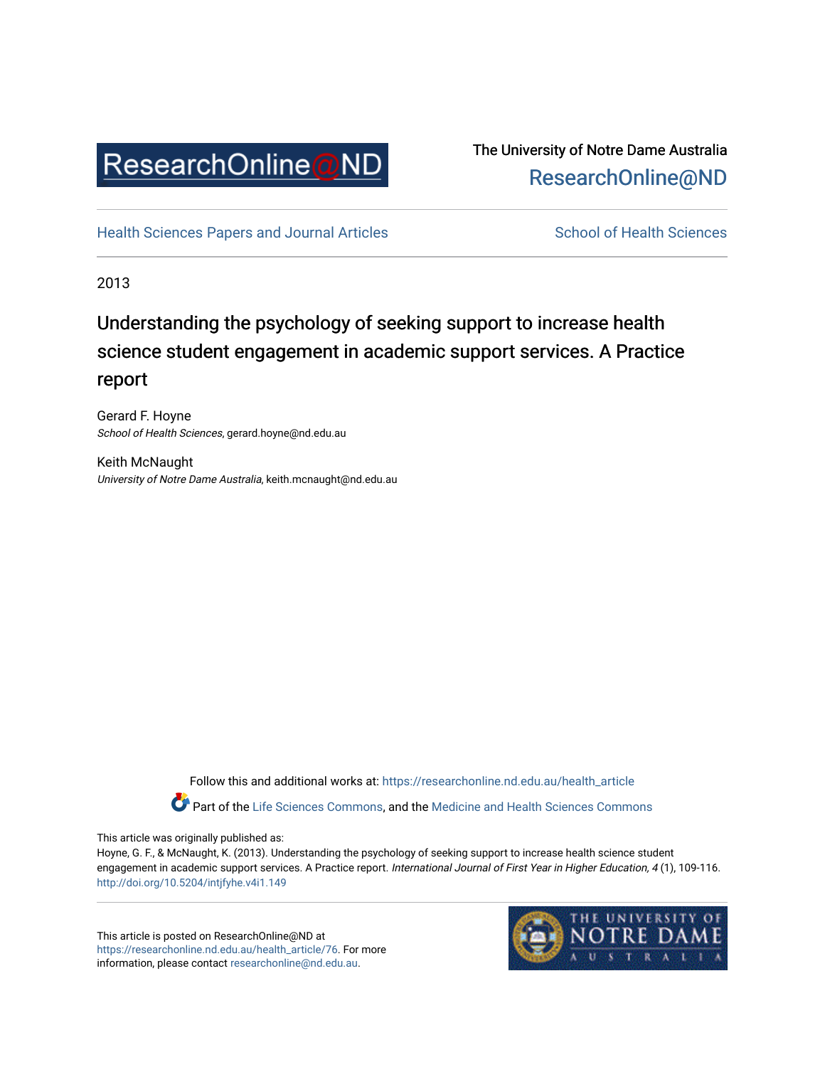ResearchOnline@ND

The University of Notre Dame Australia
ResearchOnline@ND

Health Sciences Papers and Journal Articles

School of Health Sciences

2013

# Understanding the psychology of seeking support to increase health science student engagement in academic support services. A Practice report

Gerard F. Hoyne
*School of Health Sciences*, gerard.hoyne@nd.edu.au

Keith McNaught
*University of Notre Dame Australia*, keith.mcnaught@nd.edu.au

Follow this and additional works at: https://researchonline.nd.edu.au/health_article

Part of the Life Sciences Commons, and the Medicine and Health Sciences Commons

This article was originally published as:
Hoyne, G. F., & McNaught, K. (2013). Understanding the psychology of seeking support to increase health science student engagement in academic support services. A Practice report. *International Journal of First Year in Higher Education, 4* (1), 109-116.
http://doi.org/10.5204/intjfyhe.v4i1.149

This article is posted on ResearchOnline@ND at https://researchonline.nd.edu.au/health_article/76. For more information, please contact researchonline@nd.edu.au.

THE UNIVERSITY OF NOTRE DAME AUSTRALIA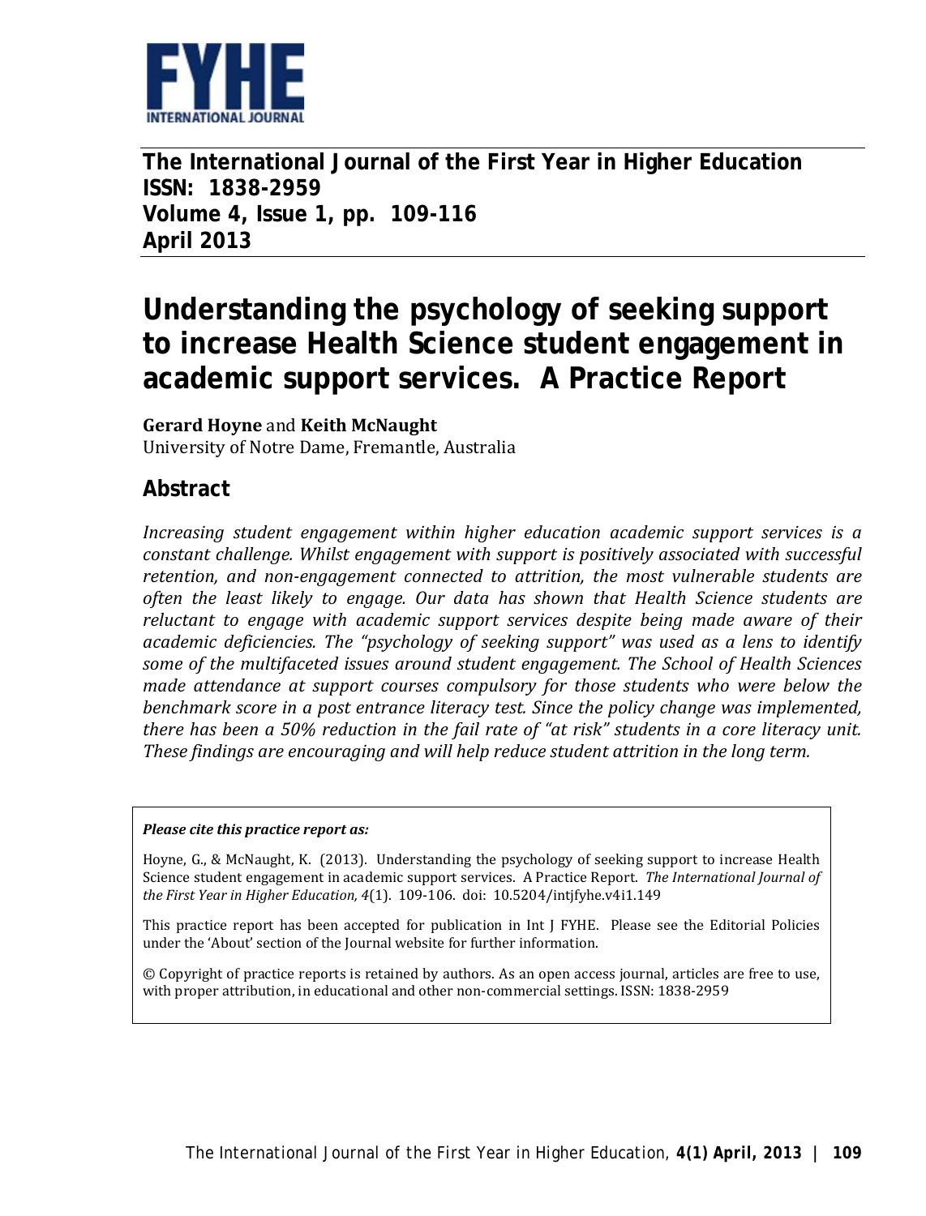**The International Journal of the First Year in Higher Education**
**ISSN: 1838-2959**
**Volume 4, Issue 1, pp. 109-116**
**April 2013**

# Understanding the psychology of seeking support to increase Health Science student engagement in academic support services. A Practice Report

**Gerard Hoyne** and **Keith McNaught**
University of Notre Dame, Fremantle, Australia

## Abstract

*Increasing student engagement within higher education academic support services is a constant challenge. Whilst engagement with support is positively associated with successful retention, and non-engagement connected to attrition, the most vulnerable students are often the least likely to engage. Our data has shown that Health Science students are reluctant to engage with academic support services despite being made aware of their academic deficiencies. The "psychology of seeking support" was used as a lens to identify some of the multifaceted issues around student engagement. The School of Health Sciences made attendance at support courses compulsory for those students who were below the benchmark score in a post entrance literacy test. Since the policy change was implemented, there has been a 50% reduction in the fail rate of "at risk" students in a core literacy unit. These findings are encouraging and will help reduce student attrition in the long term.*

***Please cite this practice report as:***

Hoyne, G., & McNaught, K. (2013). Understanding the psychology of seeking support to increase Health Science student engagement in academic support services. A Practice Report. *The International Journal of the First Year in Higher Education, 4*(1). 109-106. doi: 10.5204/intjfyhe.v4i1.149

This practice report has been accepted for publication in Int J FYHE. Please see the Editorial Policies under the 'About' section of the Journal website for further information.

© Copyright of practice reports is retained by authors. As an open access journal, articles are free to use, with proper attribution, in educational and other non-commercial settings. ISSN: 1838-2959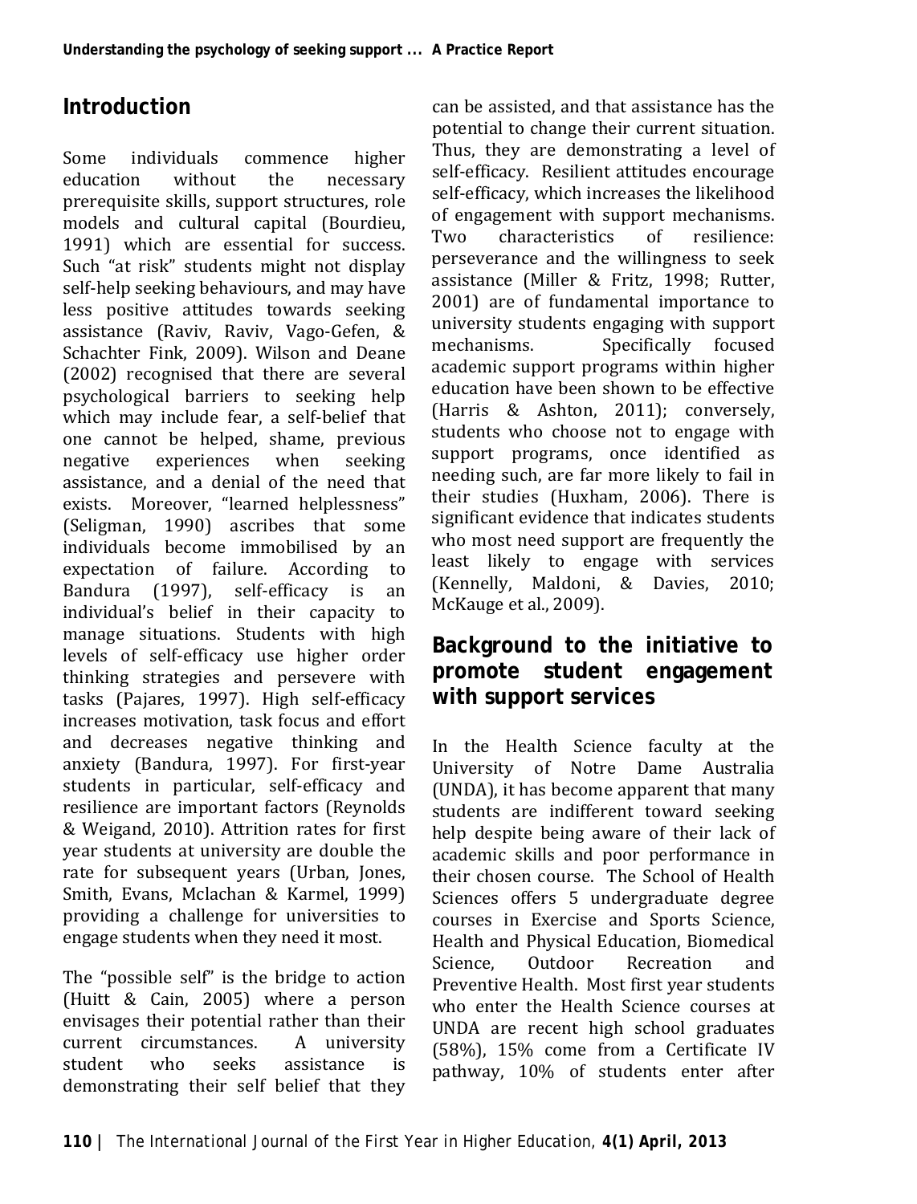## Introduction

Some individuals commence higher education without the necessary prerequisite skills, support structures, role models and cultural capital (Bourdieu, 1991) which are essential for success. Such "at risk" students might not display self-help seeking behaviours, and may have less positive attitudes towards seeking assistance (Raviv, Raviv, Vago-Gefen, & Schachter Fink, 2009). Wilson and Deane (2002) recognised that there are several psychological barriers to seeking help which may include fear, a self-belief that one cannot be helped, shame, previous negative experiences when seeking assistance, and a denial of the need that exists. Moreover, "learned helplessness" (Seligman, 1990) ascribes that some individuals become immobilised by an expectation of failure. According to Bandura (1997), self-efficacy is an individual's belief in their capacity to manage situations. Students with high levels of self-efficacy use higher order thinking strategies and persevere with tasks (Pajares, 1997). High self-efficacy increases motivation, task focus and effort and decreases negative thinking and anxiety (Bandura, 1997). For first-year students in particular, self-efficacy and resilience are important factors (Reynolds & Weigand, 2010). Attrition rates for first year students at university are double the rate for subsequent years (Urban, Jones, Smith, Evans, Mclachan & Karmel, 1999) providing a challenge for universities to engage students when they need it most.

The "possible self" is the bridge to action (Huitt & Cain, 2005) where a person envisages their potential rather than their current circumstances. A university student who seeks assistance is demonstrating their self belief that they can be assisted, and that assistance has the potential to change their current situation. Thus, they are demonstrating a level of self-efficacy. Resilient attitudes encourage self-efficacy, which increases the likelihood of engagement with support mechanisms. Two characteristics of resilience: perseverance and the willingness to seek assistance (Miller & Fritz, 1998; Rutter, 2001) are of fundamental importance to university students engaging with support mechanisms. Specifically focused academic support programs within higher education have been shown to be effective (Harris & Ashton, 2011); conversely, students who choose not to engage with support programs, once identified as needing such, are far more likely to fail in their studies (Huxham, 2006). There is significant evidence that indicates students who most need support are frequently the least likely to engage with services (Kennelly, Maldoni, & Davies, 2010; McKauge et al., 2009).

## Background to the initiative to promote student engagement with support services

In the Health Science faculty at the University of Notre Dame Australia (UNDA), it has become apparent that many students are indifferent toward seeking help despite being aware of their lack of academic skills and poor performance in their chosen course. The School of Health Sciences offers 5 undergraduate degree courses in Exercise and Sports Science, Health and Physical Education, Biomedical Science, Outdoor Recreation and Preventive Health. Most first year students who enter the Health Science courses at UNDA are recent high school graduates (58%), 15% come from a Certificate IV pathway, 10% of students enter after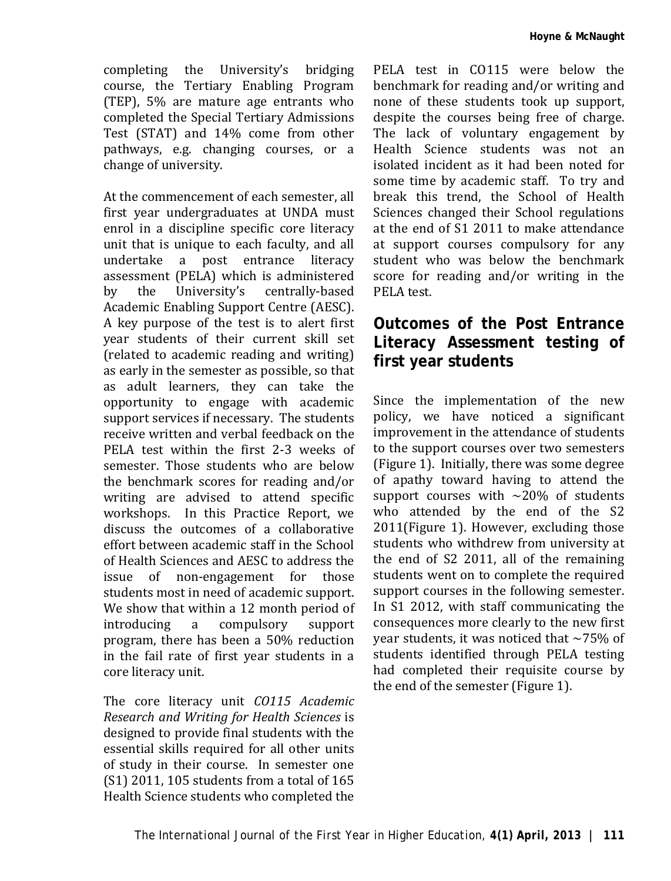completing the University's bridging course, the Tertiary Enabling Program (TEP), 5% are mature age entrants who completed the Special Tertiary Admissions Test (STAT) and 14% come from other pathways, e.g. changing courses, or a change of university.

At the commencement of each semester, all first year undergraduates at UNDA must enrol in a discipline specific core literacy unit that is unique to each faculty, and all undertake a post entrance literacy assessment (PELA) which is administered by the University's centrally-based Academic Enabling Support Centre (AESC). A key purpose of the test is to alert first year students of their current skill set (related to academic reading and writing) as early in the semester as possible, so that as adult learners, they can take the opportunity to engage with academic support services if necessary. The students receive written and verbal feedback on the PELA test within the first 2-3 weeks of semester. Those students who are below the benchmark scores for reading and/or writing are advised to attend specific workshops. In this Practice Report, we discuss the outcomes of a collaborative effort between academic staff in the School of Health Sciences and AESC to address the issue of non-engagement for those students most in need of academic support. We show that within a 12 month period of introducing a compulsory support program, there has been a 50% reduction in the fail rate of first year students in a core literacy unit.

The core literacy unit *CO115 Academic Research and Writing for Health Sciences* is designed to provide final students with the essential skills required for all other units of study in their course. In semester one (S1) 2011, 105 students from a total of 165 Health Science students who completed the PELA test in CO115 were below the benchmark for reading and/or writing and none of these students took up support, despite the courses being free of charge. The lack of voluntary engagement by Health Science students was not an isolated incident as it had been noted for some time by academic staff. To try and break this trend, the School of Health Sciences changed their School regulations at the end of S1 2011 to make attendance at support courses compulsory for any student who was below the benchmark score for reading and/or writing in the PELA test.

## Outcomes of the Post Entrance Literacy Assessment testing of first year students

Since the implementation of the new policy, we have noticed a significant improvement in the attendance of students to the support courses over two semesters (Figure 1). Initially, there was some degree of apathy toward having to attend the support courses with ~20% of students who attended by the end of the S2 2011(Figure 1). However, excluding those students who withdrew from university at the end of S2 2011, all of the remaining students went on to complete the required support courses in the following semester. In S1 2012, with staff communicating the consequences more clearly to the new first year students, it was noticed that ~75% of students identified through PELA testing had completed their requisite course by the end of the semester (Figure 1).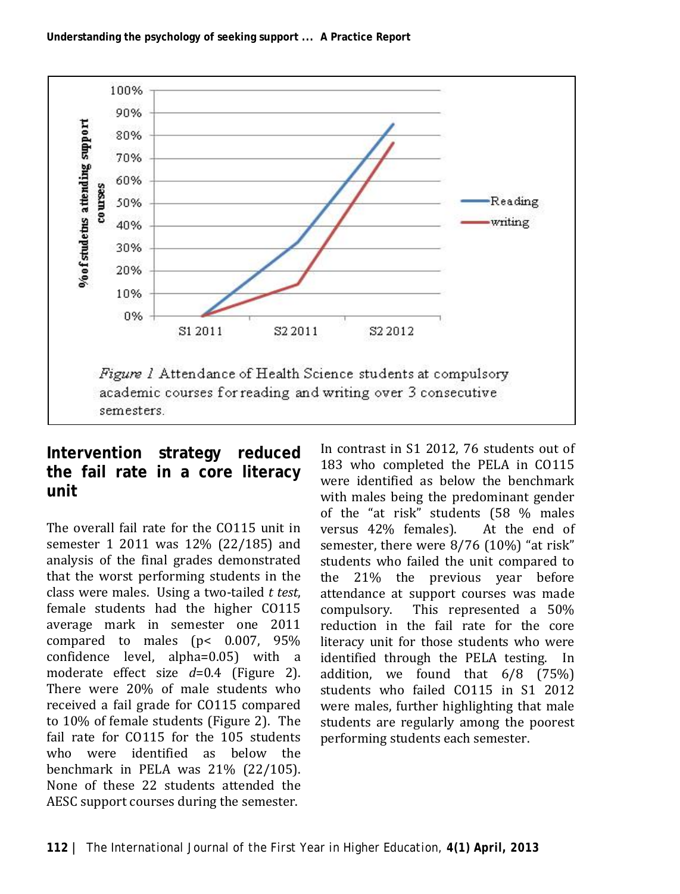*Figure 1* Attendance of Health Science students at compulsory academic courses for reading and writing over 3 consecutive semesters.

## Intervention strategy reduced the fail rate in a core literacy unit

The overall fail rate for the CO115 unit in semester 1 2011 was 12% (22/185) and analysis of the final grades demonstrated that the worst performing students in the class were males. Using a two-tailed *t test*, female students had the higher CO115 average mark in semester one 2011 compared to males ($p < 0.007$, 95% confidence level, alpha=0.05) with a moderate effect size $d$=0.4 (Figure 2). There were 20% of male students who received a fail grade for CO115 compared to 10% of female students (Figure 2). The fail rate for CO115 for the 105 students who were identified as below the benchmark in PELA was 21% (22/105). None of these 22 students attended the AESC support courses during the semester.

In contrast in S1 2012, 76 students out of 183 who completed the PELA in CO115 were identified as below the benchmark with males being the predominant gender of the "at risk" students (58 % males versus 42% females). At the end of semester, there were 8/76 (10%) "at risk" students who failed the unit compared to the 21% the previous year before attendance at support courses was made compulsory. This represented a 50% reduction in the fail rate for the core literacy unit for those students who were identified through the PELA testing. In addition, we found that 6/8 (75%) students who failed CO115 in S1 2012 were males, further highlighting that male students are regularly among the poorest performing students each semester.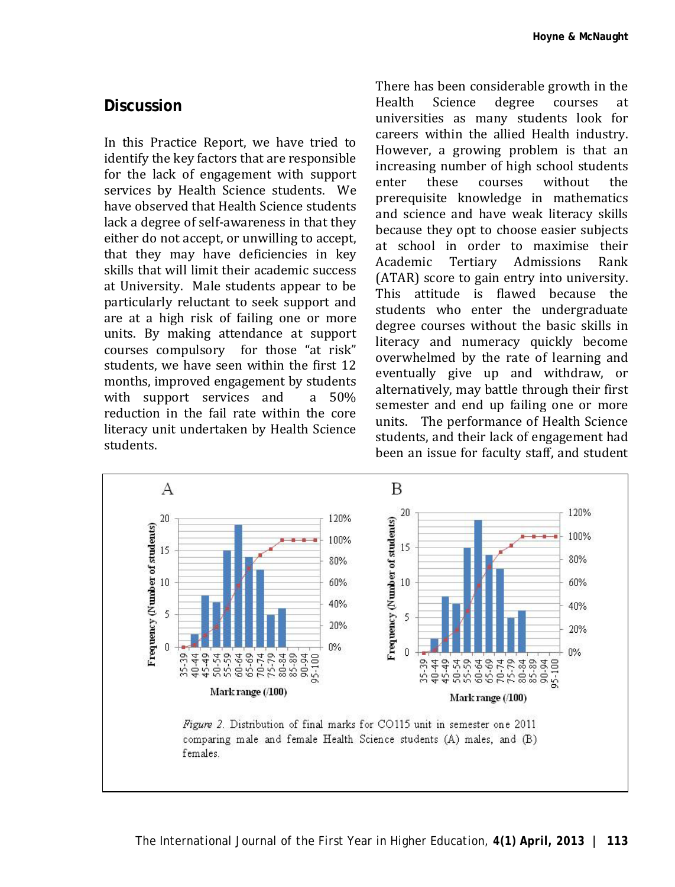## Discussion

In this Practice Report, we have tried to identify the key factors that are responsible for the lack of engagement with support services by Health Science students. We have observed that Health Science students lack a degree of self-awareness in that they either do not accept, or unwilling to accept, that they may have deficiencies in key skills that will limit their academic success at University. Male students appear to be particularly reluctant to seek support and are at a high risk of failing one or more units. By making attendance at support courses compulsory for those "at risk" students, we have seen within the first 12 months, improved engagement by students with support services and a 50% reduction in the fail rate within the core literacy unit undertaken by Health Science students.

There has been considerable growth in the Health Science degree courses at universities as many students look for careers within the allied Health industry. However, a growing problem is that an increasing number of high school students enter these courses without the prerequisite knowledge in mathematics and science and have weak literacy skills because they opt to choose easier subjects at school in order to maximise their Academic Tertiary Admissions Rank (ATAR) score to gain entry into university. This attitude is flawed because the students who enter the undergraduate degree courses without the basic skills in literacy and numeracy quickly become overwhelmed by the rate of learning and eventually give up and withdraw, or alternatively, may battle through their first semester and end up failing one or more units. The performance of Health Science students, and their lack of engagement had been an issue for faculty staff, and student

*Figure 2.* Distribution of final marks for CO115 unit in semester one 2011 comparing male and female Health Science students (A) males, and (B) females.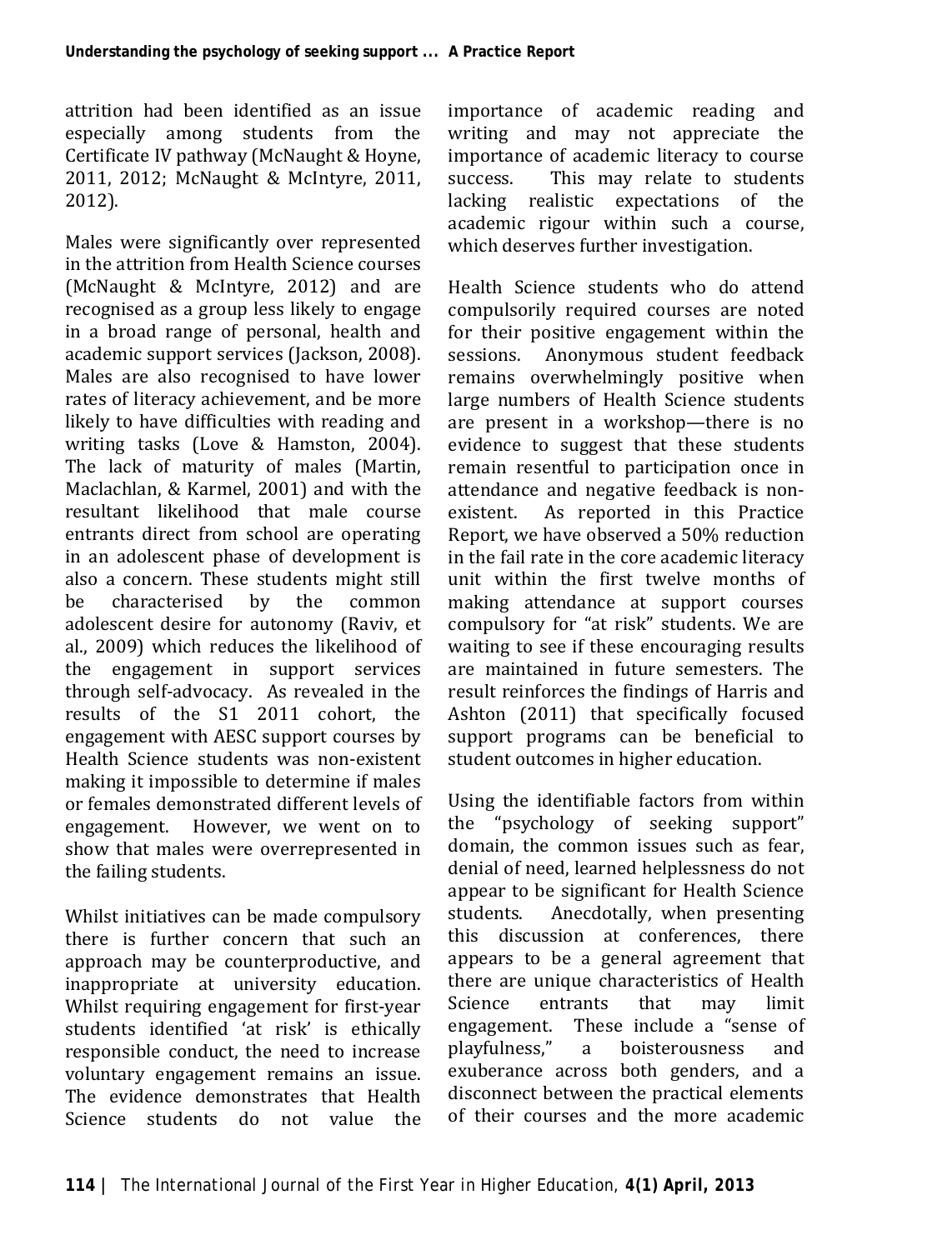attrition had been identified as an issue especially among students from the Certificate IV pathway (McNaught & Hoyne, 2011, 2012; McNaught & McIntyre, 2011, 2012).

Males were significantly over represented in the attrition from Health Science courses (McNaught & McIntyre, 2012) and are recognised as a group less likely to engage in a broad range of personal, health and academic support services (Jackson, 2008). Males are also recognised to have lower rates of literacy achievement, and be more likely to have difficulties with reading and writing tasks (Love & Hamston, 2004). The lack of maturity of males (Martin, Maclachlan, & Karmel, 2001) and with the resultant likelihood that male course entrants direct from school are operating in an adolescent phase of development is also a concern. These students might still be characterised by the common adolescent desire for autonomy (Raviv, et al., 2009) which reduces the likelihood of the engagement in support services through self-advocacy. As revealed in the results of the S1 2011 cohort, the engagement with AESC support courses by Health Science students was non-existent making it impossible to determine if males or females demonstrated different levels of engagement. However, we went on to show that males were overrepresented in the failing students.

Whilst initiatives can be made compulsory there is further concern that such an approach may be counterproductive, and inappropriate at university education. Whilst requiring engagement for first-year students identified 'at risk' is ethically responsible conduct, the need to increase voluntary engagement remains an issue. The evidence demonstrates that Health Science students do not value the importance of academic reading and writing and may not appreciate the importance of academic literacy to course success. This may relate to students lacking realistic expectations of the academic rigour within such a course, which deserves further investigation.

Health Science students who do attend compulsorily required courses are noted for their positive engagement within the sessions. Anonymous student feedback remains overwhelmingly positive when large numbers of Health Science students are present in a workshop—there is no evidence to suggest that these students remain resentful to participation once in attendance and negative feedback is non-existent. As reported in this Practice Report, we have observed a 50% reduction in the fail rate in the core academic literacy unit within the first twelve months of making attendance at support courses compulsory for "at risk" students. We are waiting to see if these encouraging results are maintained in future semesters. The result reinforces the findings of Harris and Ashton (2011) that specifically focused support programs can be beneficial to student outcomes in higher education.

Using the identifiable factors from within the "psychology of seeking support" domain, the common issues such as fear, denial of need, learned helplessness do not appear to be significant for Health Science students. Anecdotally, when presenting this discussion at conferences, there appears to be a general agreement that there are unique characteristics of Health Science entrants that may limit engagement. These include a "sense of playfulness," a boisterousness and exuberance across both genders, and a disconnect between the practical elements of their courses and the more academic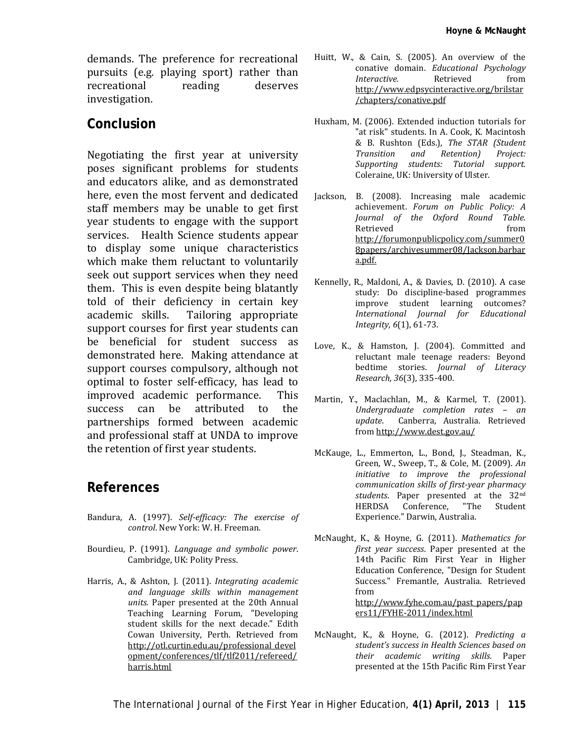demands. The preference for recreational pursuits (e.g. playing sport) rather than recreational reading deserves investigation.

## Conclusion

Negotiating the first year at university poses significant problems for students and educators alike, and as demonstrated here, even the most fervent and dedicated staff members may be unable to get first year students to engage with the support services. Health Science students appear to display some unique characteristics which make them reluctant to voluntarily seek out support services when they need them. This is even despite being blatantly told of their deficiency in certain key academic skills. Tailoring appropriate support courses for first year students can be beneficial for student success as demonstrated here. Making attendance at support courses compulsory, although not optimal to foster self-efficacy, has lead to improved academic performance. This success can be attributed to the partnerships formed between academic and professional staff at UNDA to improve the retention of first year students.

## References

Bandura, A. (1997). *Self-efficacy: The exercise of control*. New York: W. H. Freeman.

Bourdieu, P. (1991). *Language and symbolic power*. Cambridge, UK: Polity Press.

Harris, A., & Ashton, J. (2011). *Integrating academic and language skills within management units.* Paper presented at the 20th Annual Teaching Learning Forum, "Developing student skills for the next decade." Edith Cowan University, Perth. Retrieved from http://otl.curtin.edu.au/professional_development/conferences/tlf/tlf2011/refereed/harris.html

Huitt, W., & Cain, S. (2005). An overview of the conative domain. *Educational Psychology Interactive.* Retrieved from http://www.edpsycinteractive.org/brilstar/chapters/conative.pdf

Huxham, M. (2006). Extended induction tutorials for "at risk" students. In A. Cook, K. Macintosh & B. Rushton (Eds.), *The STAR (Student Transition and Retention) Project: Supporting students: Tutorial support.* Coleraine, UK: University of Ulster.

Jackson, B. (2008). Increasing male academic achievement. *Forum on Public Policy: A Journal of the Oxford Round Table.* Retrieved from http://forumonpublicpolicy.com/summer08papers/archivesummer08/Jackson.barbara.pdf.

Kennelly, R., Maldoni, A., & Davies, D. (2010). A case study: Do discipline-based programmes improve student learning outcomes? *International Journal for Educational Integrity, 6*(1), 61-73.

Love, K., & Hamston, J. (2004). Committed and reluctant male teenage readers: Beyond bedtime stories. *Journal of Literacy Research, 36*(3), 335-400.

Martin, Y., Maclachlan, M., & Karmel, T. (2001). *Undergraduate completion rates – an update*. Canberra, Australia. Retrieved from http://www.dest.gov.au/

McKauge, L., Emmerton, L., Bond, J., Steadman, K., Green, W., Sweep, T., & Cole, M. (2009). *An initiative to improve the professional communication skills of first-year pharmacy students*. Paper presented at the 32nd HERDSA Conference, "The Student Experience." Darwin, Australia.

McNaught, K., & Hoyne, G. (2011). *Mathematics for first year success*. Paper presented at the 14th Pacific Rim First Year in Higher Education Conference, "Design for Student Success." Fremantle, Australia. Retrieved from http://www.fyhe.com.au/past_papers/papers11/FYHE-2011/index.html

McNaught, K., & Hoyne, G. (2012). *Predicting a student's success in Health Sciences based on their academic writing skills.* Paper presented at the 15th Pacific Rim First Year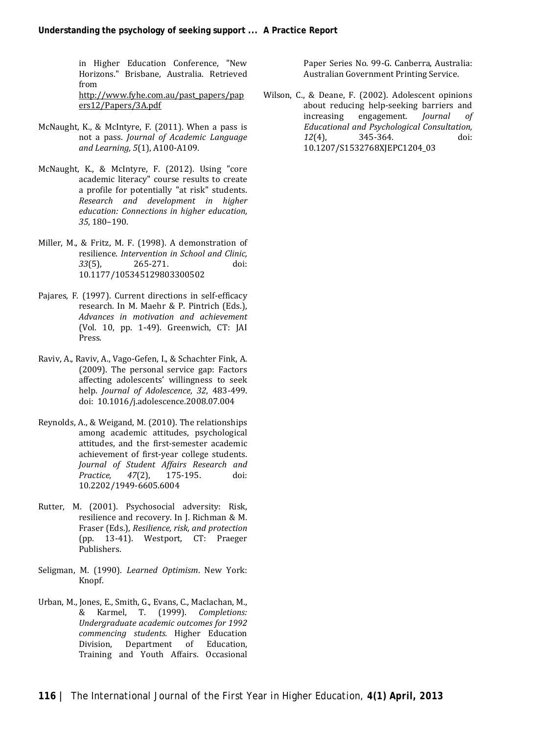in Higher Education Conference, "New Horizons." Brisbane, Australia. Retrieved from http://www.fyhe.com.au/past_papers/papers12/Papers/3A.pdf

McNaught, K., & McIntyre, F. (2011). When a pass is not a pass. *Journal of Academic Language and Learning, 5*(1), A100-A109.

McNaught, K., & McIntyre, F. (2012). Using "core academic literacy" course results to create a profile for potentially "at risk" students. *Research and development in higher education: Connections in higher education, 35*, 180–190.

Miller, M., & Fritz, M. F. (1998). A demonstration of resilience. *Intervention in School and Clinic, 33*(5), 265-271. doi: 10.1177/105345129803300502

Pajares, F. (1997). Current directions in self-efficacy research. In M. Maehr & P. Pintrich (Eds.), *Advances in motivation and achievement* (Vol. 10, pp. 1-49). Greenwich, CT: JAI Press.

Raviv, A., Raviv, A., Vago-Gefen, I., & Schachter Fink, A. (2009). The personal service gap: Factors affecting adolescents' willingness to seek help. *Journal of Adolescence, 32*, 483-499. doi: 10.1016/j.adolescence.2008.07.004

Reynolds, A., & Weigand, M. (2010). The relationships among academic attitudes, psychological attitudes, and the first-semester academic achievement of first-year college students. *Journal of Student Affairs Research and Practice, 47*(2), 175-195. doi: 10.2202/1949-6605.6004

Rutter, M. (2001). Psychosocial adversity: Risk, resilience and recovery. In J. Richman & M. Fraser (Eds.), *Resilience, risk, and protection* (pp. 13-41). Westport, CT: Praeger Publishers.

Seligman, M. (1990). *Learned Optimism*. New York: Knopf.

Urban, M., Jones, E., Smith, G., Evans, C., Maclachan, M., & Karmel, T. (1999). *Completions: Undergraduate academic outcomes for 1992 commencing students*. Higher Education Division, Department of Education, Training and Youth Affairs. Occasional Paper Series No. 99-G. Canberra, Australia: Australian Government Printing Service.

Wilson, C., & Deane, F. (2002). Adolescent opinions about reducing help-seeking barriers and increasing engagement. *Journal of Educational and Psychological Consultation, 12*(4), 345-364. doi: 10.1207/S1532768XJEPC1204_03